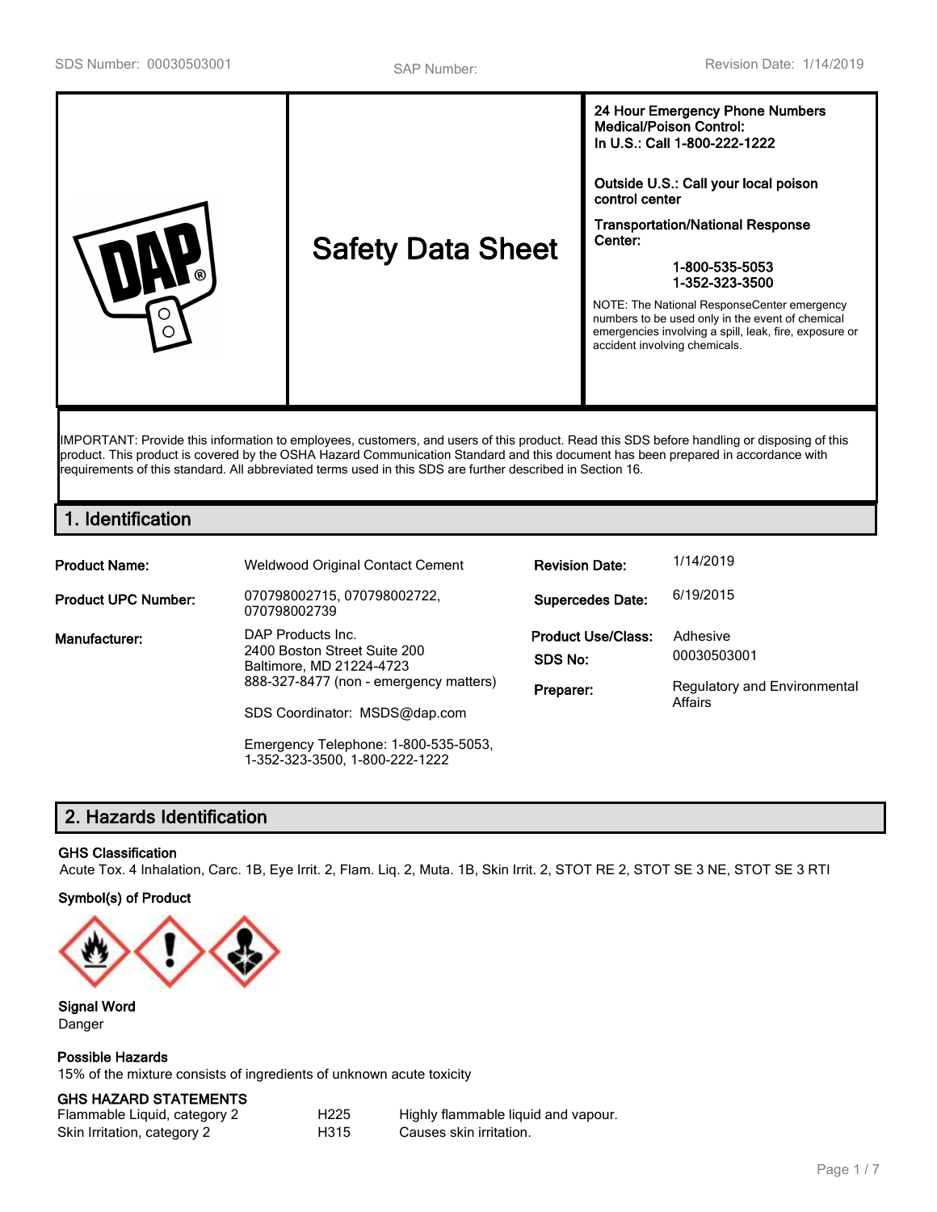SDS Number: 00030503001 SAP Number: Revision Date: 1/14/2019

# Safety Data Sheet

**24 Hour Emergency Phone Numbers**
**Medical/Poison Control:**
**In U.S.: Call 1-800-222-1222**

**Outside U.S.: Call your local poison control center**

**Transportation/National Response Center:**

**1-800-535-5053**
**1-352-323-3500**

NOTE: The National ResponseCenter emergency numbers to be used only in the event of chemical emergencies involving a spill, leak, fire, exposure or accident involving chemicals.

IMPORTANT: Provide this information to employees, customers, and users of this product. Read this SDS before handling or disposing of this product. This product is covered by the OSHA Hazard Communication Standard and this document has been prepared in accordance with requirements of this standard. All abbreviated terms used in this SDS are further described in Section 16.

## 1. Identification

**Product Name:** Weldwood Original Contact Cement

**Product UPC Number:** 070798002715, 070798002722, 070798002739

**Manufacturer:** DAP Products Inc.
2400 Boston Street Suite 200
Baltimore, MD 21224-4723
888-327-8477 (non - emergency matters)

SDS Coordinator: MSDS@dap.com

Emergency Telephone: 1-800-535-5053, 1-352-323-3500, 1-800-222-1222

**Revision Date:** 1/14/2019

**Supercedes Date:** 6/19/2015

**Product Use/Class:** Adhesive

**SDS No:** 00030503001

**Preparer:** Regulatory and Environmental Affairs

## 2. Hazards Identification

**GHS Classification**

Acute Tox. 4 Inhalation, Carc. 1B, Eye Irrit. 2, Flam. Liq. 2, Muta. 1B, Skin Irrit. 2, STOT RE 2, STOT SE 3 NE, STOT SE 3 RTI

**Symbol(s) of Product**

**Signal Word**

Danger

**Possible Hazards**

15% of the mixture consists of ingredients of unknown acute toxicity

**GHS HAZARD STATEMENTS**

| | | |
|---|---|---|
| Flammable Liquid, category 2 | H225 | Highly flammable liquid and vapour. |
| Skin Irritation, category 2 | H315 | Causes skin irritation. |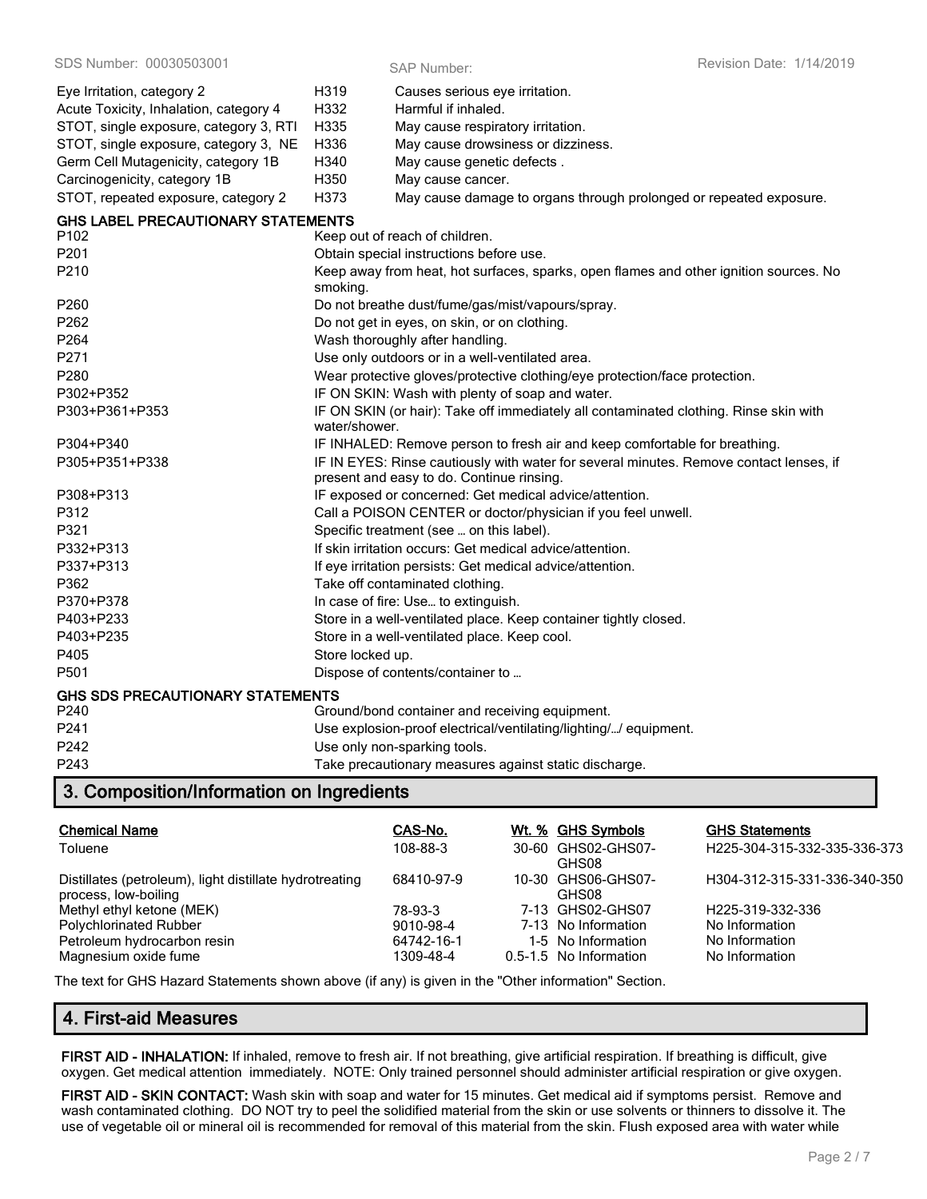| | | |
|---|---|---|
| Eye Irritation, category 2 | H319 | Causes serious eye irritation. |
| Acute Toxicity, Inhalation, category 4 | H332 | Harmful if inhaled. |
| STOT, single exposure, category 3, RTI | H335 | May cause respiratory irritation. |
| STOT, single exposure, category 3, NE | H336 | May cause drowsiness or dizziness. |
| Germ Cell Mutagenicity, category 1B | H340 | May cause genetic defects . |
| Carcinogenicity, category 1B | H350 | May cause cancer. |
| STOT, repeated exposure, category 2 | H373 | May cause damage to organs through prolonged or repeated exposure. |

**GHS LABEL PRECAUTIONARY STATEMENTS**

| | |
|---|---|
| P102 | Keep out of reach of children. |
| P201 | Obtain special instructions before use. |
| P210 | Keep away from heat, hot surfaces, sparks, open flames and other ignition sources. No smoking. |
| P260 | Do not breathe dust/fume/gas/mist/vapours/spray. |
| P262 | Do not get in eyes, on skin, or on clothing. |
| P264 | Wash thoroughly after handling. |
| P271 | Use only outdoors or in a well-ventilated area. |
| P280 | Wear protective gloves/protective clothing/eye protection/face protection. |
| P302+P352 | IF ON SKIN: Wash with plenty of soap and water. |
| P303+P361+P353 | IF ON SKIN (or hair): Take off immediately all contaminated clothing. Rinse skin with water/shower. |
| P304+P340 | IF INHALED: Remove person to fresh air and keep comfortable for breathing. |
| P305+P351+P338 | IF IN EYES: Rinse cautiously with water for several minutes. Remove contact lenses, if present and easy to do. Continue rinsing. |
| P308+P313 | IF exposed or concerned: Get medical advice/attention. |
| P312 | Call a POISON CENTER or doctor/physician if you feel unwell. |
| P321 | Specific treatment (see … on this label). |
| P332+P313 | If skin irritation occurs: Get medical advice/attention. |
| P337+P313 | If eye irritation persists: Get medical advice/attention. |
| P362 | Take off contaminated clothing. |
| P370+P378 | In case of fire: Use… to extinguish. |
| P403+P233 | Store in a well-ventilated place. Keep container tightly closed. |
| P403+P235 | Store in a well-ventilated place. Keep cool. |
| P405 | Store locked up. |
| P501 | Dispose of contents/container to … |

**GHS SDS PRECAUTIONARY STATEMENTS**

| | |
|---|---|
| P240 | Ground/bond container and receiving equipment. |
| P241 | Use explosion-proof electrical/ventilating/lighting/…/ equipment. |
| P242 | Use only non-sparking tools. |
| P243 | Take precautionary measures against static discharge. |

## 3. Composition/Information on Ingredients

| Chemical Name | CAS-No. | Wt. % | GHS Symbols | GHS Statements |
|---|---|---|---|---|
| Toluene | 108-88-3 | 30-60 | GHS02-GHS07-GHS08 | H225-304-315-332-335-336-373 |
| Distillates (petroleum), light distillate hydrotreating process, low-boiling | 68410-97-9 | 10-30 | GHS06-GHS07-GHS08 | H304-312-315-331-336-340-350 |
| Methyl ethyl ketone (MEK) | 78-93-3 | 7-13 | GHS02-GHS07 | H225-319-332-336 |
| Polychlorinated Rubber | 9010-98-4 | 7-13 | No Information | No Information |
| Petroleum hydrocarbon resin | 64742-16-1 | 1-5 | No Information | No Information |
| Magnesium oxide fume | 1309-48-4 | 0.5-1.5 | No Information | No Information |

The text for GHS Hazard Statements shown above (if any) is given in the "Other information" Section.

## 4. First-aid Measures

**FIRST AID - INHALATION:** If inhaled, remove to fresh air. If not breathing, give artificial respiration. If breathing is difficult, give oxygen. Get medical attention immediately. NOTE: Only trained personnel should administer artificial respiration or give oxygen.

**FIRST AID - SKIN CONTACT:** Wash skin with soap and water for 15 minutes. Get medical aid if symptoms persist. Remove and wash contaminated clothing. DO NOT try to peel the solidified material from the skin or use solvents or thinners to dissolve it. The use of vegetable oil or mineral oil is recommended for removal of this material from the skin. Flush exposed area with water while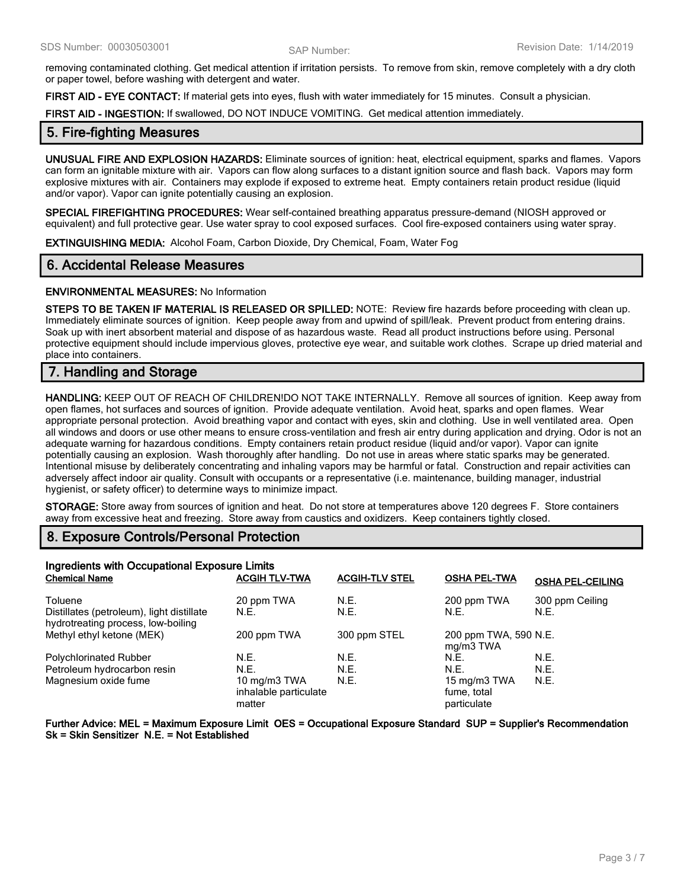removing contaminated clothing. Get medical attention if irritation persists. To remove from skin, remove completely with a dry cloth or paper towel, before washing with detergent and water.

**FIRST AID - EYE CONTACT:** If material gets into eyes, flush with water immediately for 15 minutes. Consult a physician.

**FIRST AID - INGESTION:** If swallowed, DO NOT INDUCE VOMITING. Get medical attention immediately.

## 5. Fire-fighting Measures

**UNUSUAL FIRE AND EXPLOSION HAZARDS:** Eliminate sources of ignition: heat, electrical equipment, sparks and flames. Vapors can form an ignitable mixture with air. Vapors can flow along surfaces to a distant ignition source and flash back. Vapors may form explosive mixtures with air. Containers may explode if exposed to extreme heat. Empty containers retain product residue (liquid and/or vapor). Vapor can ignite potentially causing an explosion.

**SPECIAL FIREFIGHTING PROCEDURES:** Wear self-contained breathing apparatus pressure-demand (NIOSH approved or equivalent) and full protective gear. Use water spray to cool exposed surfaces. Cool fire-exposed containers using water spray.

**EXTINGUISHING MEDIA:** Alcohol Foam, Carbon Dioxide, Dry Chemical, Foam, Water Fog

## 6. Accidental Release Measures

**ENVIRONMENTAL MEASURES:** No Information

**STEPS TO BE TAKEN IF MATERIAL IS RELEASED OR SPILLED:** NOTE: Review fire hazards before proceeding with clean up. Immediately eliminate sources of ignition. Keep people away from and upwind of spill/leak. Prevent product from entering drains. Soak up with inert absorbent material and dispose of as hazardous waste. Read all product instructions before using. Personal protective equipment should include impervious gloves, protective eye wear, and suitable work clothes. Scrape up dried material and place into containers.

## 7. Handling and Storage

**HANDLING:** KEEP OUT OF REACH OF CHILDREN!DO NOT TAKE INTERNALLY. Remove all sources of ignition. Keep away from open flames, hot surfaces and sources of ignition. Provide adequate ventilation. Avoid heat, sparks and open flames. Wear appropriate personal protection. Avoid breathing vapor and contact with eyes, skin and clothing. Use in well ventilated area. Open all windows and doors or use other means to ensure cross-ventilation and fresh air entry during application and drying. Odor is not an adequate warning for hazardous conditions. Empty containers retain product residue (liquid and/or vapor). Vapor can ignite potentially causing an explosion. Wash thoroughly after handling. Do not use in areas where static sparks may be generated. Intentional misuse by deliberately concentrating and inhaling vapors may be harmful or fatal. Construction and repair activities can adversely affect indoor air quality. Consult with occupants or a representative (i.e. maintenance, building manager, industrial hygienist, or safety officer) to determine ways to minimize impact.

**STORAGE:** Store away from sources of ignition and heat. Do not store at temperatures above 120 degrees F. Store containers away from excessive heat and freezing. Store away from caustics and oxidizers. Keep containers tightly closed.

## 8. Exposure Controls/Personal Protection

**Ingredients with Occupational Exposure Limits**

| Chemical Name | ACGIH TLV-TWA | ACGIH-TLV STEL | OSHA PEL-TWA | OSHA PEL-CEILING |
|---|---|---|---|---|
| Toluene | 20 ppm TWA | N.E. | 200 ppm TWA | 300 ppm Ceiling |
| Distillates (petroleum), light distillate hydrotreating process, low-boiling | N.E. | N.E. | N.E. | N.E. |
| Methyl ethyl ketone (MEK) | 200 ppm TWA | 300 ppm STEL | 200 ppm TWA, 590 mg/m3 TWA | N.E. |
| Polychlorinated Rubber | N.E. | N.E. | N.E. | N.E. |
| Petroleum hydrocarbon resin | N.E. | N.E. | N.E. | N.E. |
| Magnesium oxide fume | 10 mg/m3 TWA inhalable particulate matter | N.E. | 15 mg/m3 TWA fume, total particulate | N.E. |

**Further Advice: MEL = Maximum Exposure Limit OES = Occupational Exposure Standard SUP = Supplier's Recommendation Sk = Skin Sensitizer N.E. = Not Established**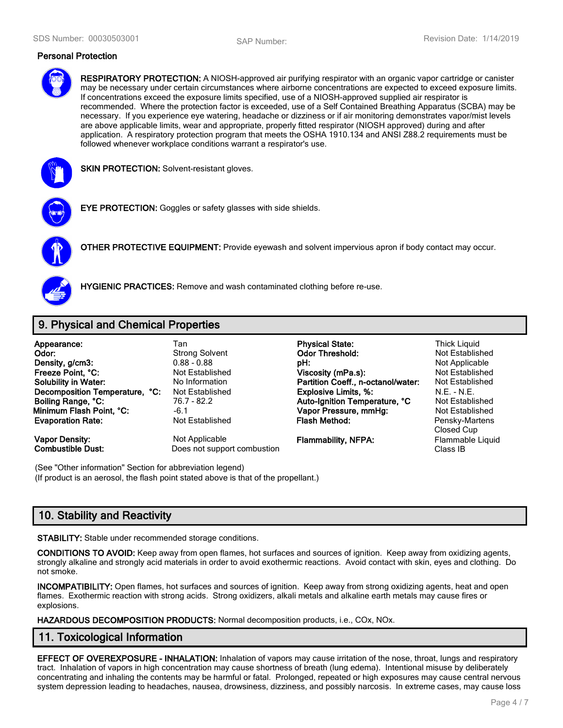### Personal Protection

**RESPIRATORY PROTECTION:** A NIOSH-approved air purifying respirator with an organic vapor cartridge or canister may be necessary under certain circumstances where airborne concentrations are expected to exceed exposure limits. If concentrations exceed the exposure limits specified, use of a NIOSH-approved supplied air respirator is recommended. Where the protection factor is exceeded, use of a Self Contained Breathing Apparatus (SCBA) may be necessary. If you experience eye watering, headache or dizziness or if air monitoring demonstrates vapor/mist levels are above applicable limits, wear and appropriate, properly fitted respirator (NIOSH approved) during and after application. A respiratory protection program that meets the OSHA 1910.134 and ANSI Z88.2 requirements must be followed whenever workplace conditions warrant a respirator's use.

**SKIN PROTECTION:** Solvent-resistant gloves.

**EYE PROTECTION:** Goggles or safety glasses with side shields.

**OTHER PROTECTIVE EQUIPMENT:** Provide eyewash and solvent impervious apron if body contact may occur.

**HYGIENIC PRACTICES:** Remove and wash contaminated clothing before re-use.

## 9. Physical and Chemical Properties

| | | | |
|---|---|---|---|
| **Appearance:** | Tan | **Physical State:** | Thick Liquid |
| **Odor:** | Strong Solvent | **Odor Threshold:** | Not Established |
| **Density, g/cm3:** | 0.88 - 0.88 | **pH:** | Not Applicable |
| **Freeze Point, °C:** | Not Established | **Viscosity (mPa.s):** | Not Established |
| **Solubility in Water:** | No Information | **Partition Coeff., n-octanol/water:** | Not Established |
| **Decomposition Temperature, °C:** | Not Established | **Explosive Limits, %:** | N.E. - N.E. |
| **Boiling Range, °C:** | 76.7 - 82.2 | **Auto-Ignition Temperature, °C** | Not Established |
| **Minimum Flash Point, °C:** | -6.1 | **Vapor Pressure, mmHg:** | Not Established |
| **Evaporation Rate:** | Not Established | **Flash Method:** | Pensky-Martens Closed Cup |
| **Vapor Density:** | Not Applicable | **Flammability, NFPA:** | Flammable Liquid Class IB |
| **Combustible Dust:** | Does not support combustion | | |

(See "Other information" Section for abbreviation legend)
(If product is an aerosol, the flash point stated above is that of the propellant.)

## 10. Stability and Reactivity

**STABILITY:** Stable under recommended storage conditions.

**CONDITIONS TO AVOID:** Keep away from open flames, hot surfaces and sources of ignition. Keep away from oxidizing agents, strongly alkaline and strongly acid materials in order to avoid exothermic reactions. Avoid contact with skin, eyes and clothing. Do not smoke.

**INCOMPATIBILITY:** Open flames, hot surfaces and sources of ignition. Keep away from strong oxidizing agents, heat and open flames. Exothermic reaction with strong acids. Strong oxidizers, alkali metals and alkaline earth metals may cause fires or explosions.

**HAZARDOUS DECOMPOSITION PRODUCTS:** Normal decomposition products, i.e., COx, NOx.

## 11. Toxicological Information

**EFFECT OF OVEREXPOSURE - INHALATION:** Inhalation of vapors may cause irritation of the nose, throat, lungs and respiratory tract. Inhalation of vapors in high concentration may cause shortness of breath (lung edema). Intentional misuse by deliberately concentrating and inhaling the contents may be harmful or fatal. Prolonged, repeated or high exposures may cause central nervous system depression leading to headaches, nausea, drowsiness, dizziness, and possibly narcosis. In extreme cases, may cause loss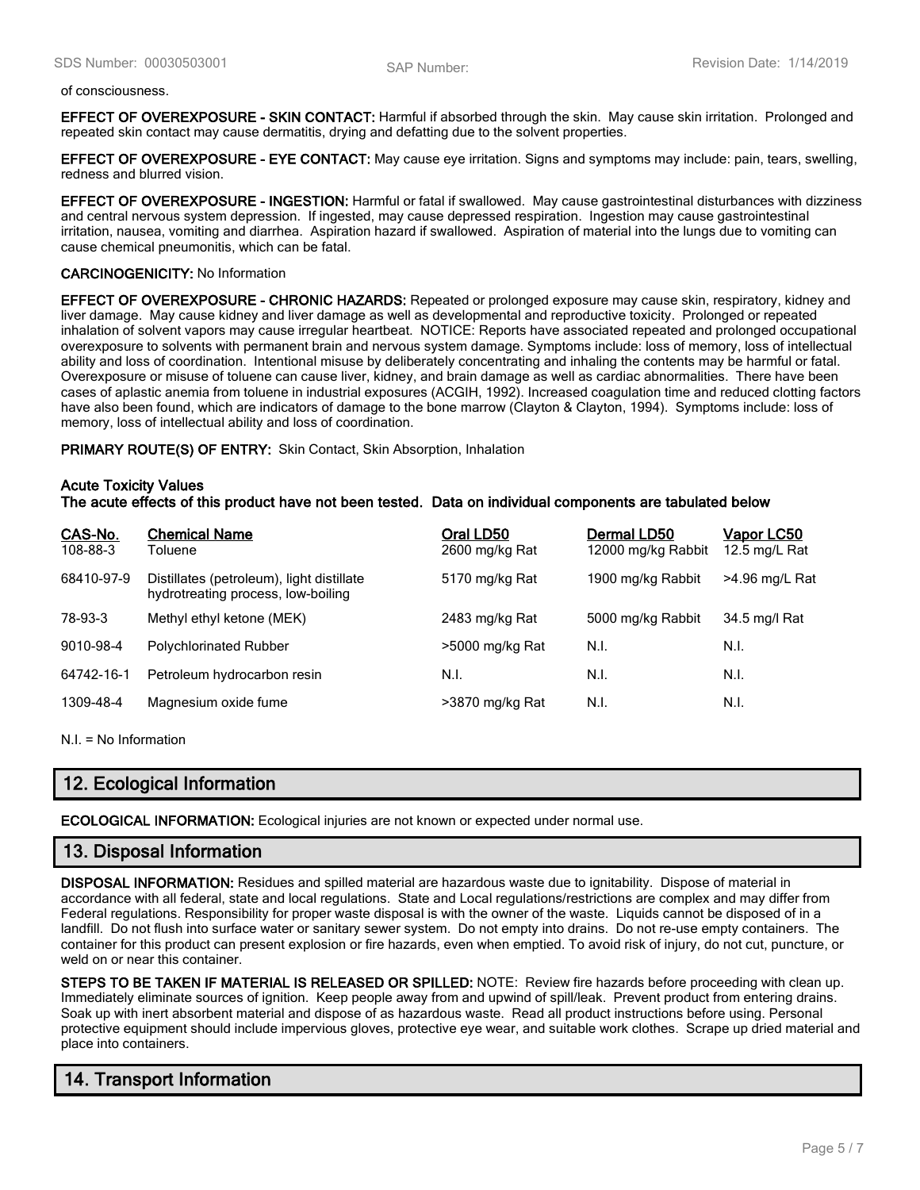of consciousness.

**EFFECT OF OVEREXPOSURE - SKIN CONTACT:** Harmful if absorbed through the skin. May cause skin irritation. Prolonged and repeated skin contact may cause dermatitis, drying and defatting due to the solvent properties.

**EFFECT OF OVEREXPOSURE - EYE CONTACT:** May cause eye irritation. Signs and symptoms may include: pain, tears, swelling, redness and blurred vision.

**EFFECT OF OVEREXPOSURE - INGESTION:** Harmful or fatal if swallowed. May cause gastrointestinal disturbances with dizziness and central nervous system depression. If ingested, may cause depressed respiration. Ingestion may cause gastrointestinal irritation, nausea, vomiting and diarrhea. Aspiration hazard if swallowed. Aspiration of material into the lungs due to vomiting can cause chemical pneumonitis, which can be fatal.

**CARCINOGENICITY:** No Information

**EFFECT OF OVEREXPOSURE - CHRONIC HAZARDS:** Repeated or prolonged exposure may cause skin, respiratory, kidney and liver damage. May cause kidney and liver damage as well as developmental and reproductive toxicity. Prolonged or repeated inhalation of solvent vapors may cause irregular heartbeat. NOTICE: Reports have associated repeated and prolonged occupational overexposure to solvents with permanent brain and nervous system damage. Symptoms include: loss of memory, loss of intellectual ability and loss of coordination. Intentional misuse by deliberately concentrating and inhaling the contents may be harmful or fatal. Overexposure or misuse of toluene can cause liver, kidney, and brain damage as well as cardiac abnormalities. There have been cases of aplastic anemia from toluene in industrial exposures (ACGIH, 1992). Increased coagulation time and reduced clotting factors have also been found, which are indicators of damage to the bone marrow (Clayton & Clayton, 1994). Symptoms include: loss of memory, loss of intellectual ability and loss of coordination.

**PRIMARY ROUTE(S) OF ENTRY:** Skin Contact, Skin Absorption, Inhalation

**Acute Toxicity Values**
**The acute effects of this product have not been tested. Data on individual components are tabulated below**

| CAS-No. | Chemical Name | Oral LD50 | Dermal LD50 | Vapor LC50 |
|---|---|---|---|---|
| 108-88-3 | Toluene | 2600 mg/kg Rat | 12000 mg/kg Rabbit | 12.5 mg/L Rat |
| 68410-97-9 | Distillates (petroleum), light distillate hydrotreating process, low-boiling | 5170 mg/kg Rat | 1900 mg/kg Rabbit | >4.96 mg/L Rat |
| 78-93-3 | Methyl ethyl ketone (MEK) | 2483 mg/kg Rat | 5000 mg/kg Rabbit | 34.5 mg/l Rat |
| 9010-98-4 | Polychlorinated Rubber | >5000 mg/kg Rat | N.I. | N.I. |
| 64742-16-1 | Petroleum hydrocarbon resin | N.I. | N.I. | N.I. |
| 1309-48-4 | Magnesium oxide fume | >3870 mg/kg Rat | N.I. | N.I. |

N.I. = No Information

## 12. Ecological Information

**ECOLOGICAL INFORMATION:** Ecological injuries are not known or expected under normal use.

## 13. Disposal Information

**DISPOSAL INFORMATION:** Residues and spilled material are hazardous waste due to ignitability. Dispose of material in accordance with all federal, state and local regulations. State and Local regulations/restrictions are complex and may differ from Federal regulations. Responsibility for proper waste disposal is with the owner of the waste. Liquids cannot be disposed of in a landfill. Do not flush into surface water or sanitary sewer system. Do not empty into drains. Do not re-use empty containers. The container for this product can present explosion or fire hazards, even when emptied. To avoid risk of injury, do not cut, puncture, or weld on or near this container.

**STEPS TO BE TAKEN IF MATERIAL IS RELEASED OR SPILLED:** NOTE: Review fire hazards before proceeding with clean up. Immediately eliminate sources of ignition. Keep people away from and upwind of spill/leak. Prevent product from entering drains. Soak up with inert absorbent material and dispose of as hazardous waste. Read all product instructions before using. Personal protective equipment should include impervious gloves, protective eye wear, and suitable work clothes. Scrape up dried material and place into containers.

## 14. Transport Information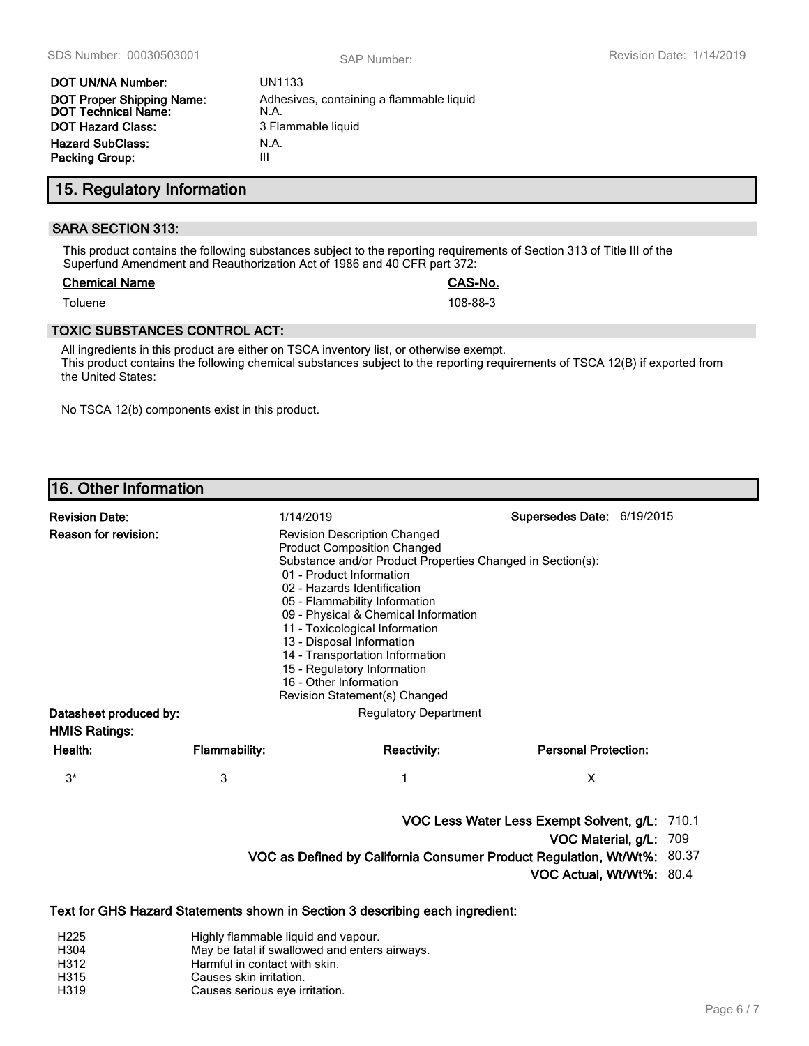| | |
|---|---|
| **DOT UN/NA Number:** | UN1133 |
| **DOT Proper Shipping Name:** | Adhesives, containing a flammable liquid |
| **DOT Technical Name:** | N.A. |
| **DOT Hazard Class:** | 3 Flammable liquid |
| **Hazard SubClass:** | N.A. |
| **Packing Group:** | III |

## 15. Regulatory Information

### SARA SECTION 313:

This product contains the following substances subject to the reporting requirements of Section 313 of Title III of the Superfund Amendment and Reauthorization Act of 1986 and 40 CFR part 372:

| Chemical Name | CAS-No. |
|---|---|
| Toluene | 108-88-3 |

### TOXIC SUBSTANCES CONTROL ACT:

All ingredients in this product are either on TSCA inventory list, or otherwise exempt.
This product contains the following chemical substances subject to the reporting requirements of TSCA 12(B) if exported from the United States:

No TSCA 12(b) components exist in this product.

## 16. Other Information

**Revision Date:** 1/14/2019 **Supersedes Date:** 6/19/2015

**Reason for revision:**
Revision Description Changed
Product Composition Changed
Substance and/or Product Properties Changed in Section(s):
- 01 - Product Information
- 02 - Hazards Identification
- 05 - Flammability Information
- 09 - Physical & Chemical Information
- 11 - Toxicological Information
- 13 - Disposal Information
- 14 - Transportation Information
- 15 - Regulatory Information
- 16 - Other Information

Revision Statement(s) Changed

**Datasheet produced by:** Regulatory Department

**HMIS Ratings:**

| Health: | Flammability: | Reactivity: | Personal Protection: |
|---|---|---|---|
| 3* | 3 | 1 | X |

**VOC Less Water Less Exempt Solvent, g/L:** 710.1
**VOC Material, g/L:** 709
**VOC as Defined by California Consumer Product Regulation, Wt/Wt%:** 80.37
**VOC Actual, Wt/Wt%:** 80.4

**Text for GHS Hazard Statements shown in Section 3 describing each ingredient:**

| | |
|---|---|
| H225 | Highly flammable liquid and vapour. |
| H304 | May be fatal if swallowed and enters airways. |
| H312 | Harmful in contact with skin. |
| H315 | Causes skin irritation. |
| H319 | Causes serious eye irritation. |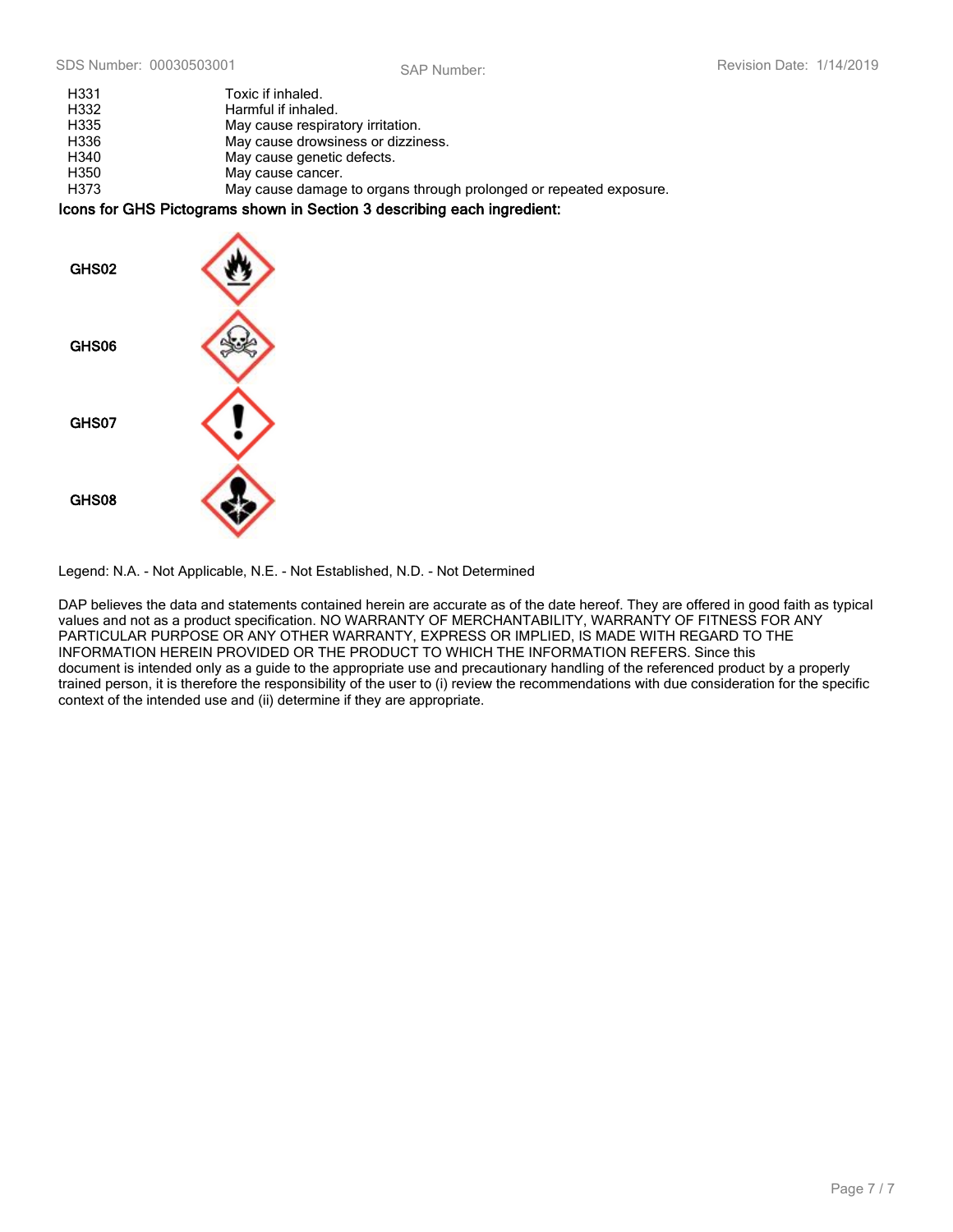| | |
|---|---|
| H331 | Toxic if inhaled. |
| H332 | Harmful if inhaled. |
| H335 | May cause respiratory irritation. |
| H336 | May cause drowsiness or dizziness. |
| H340 | May cause genetic defects. |
| H350 | May cause cancer. |
| H373 | May cause damage to organs through prolonged or repeated exposure. |

**Icons for GHS Pictograms shown in Section 3 describing each ingredient:**

**GHS02**

**GHS06**

**GHS07**

**GHS08**

Legend: N.A. - Not Applicable, N.E. - Not Established, N.D. - Not Determined

DAP believes the data and statements contained herein are accurate as of the date hereof. They are offered in good faith as typical values and not as a product specification. NO WARRANTY OF MERCHANTABILITY, WARRANTY OF FITNESS FOR ANY PARTICULAR PURPOSE OR ANY OTHER WARRANTY, EXPRESS OR IMPLIED, IS MADE WITH REGARD TO THE INFORMATION HEREIN PROVIDED OR THE PRODUCT TO WHICH THE INFORMATION REFERS. Since this document is intended only as a guide to the appropriate use and precautionary handling of the referenced product by a properly trained person, it is therefore the responsibility of the user to (i) review the recommendations with due consideration for the specific context of the intended use and (ii) determine if they are appropriate.